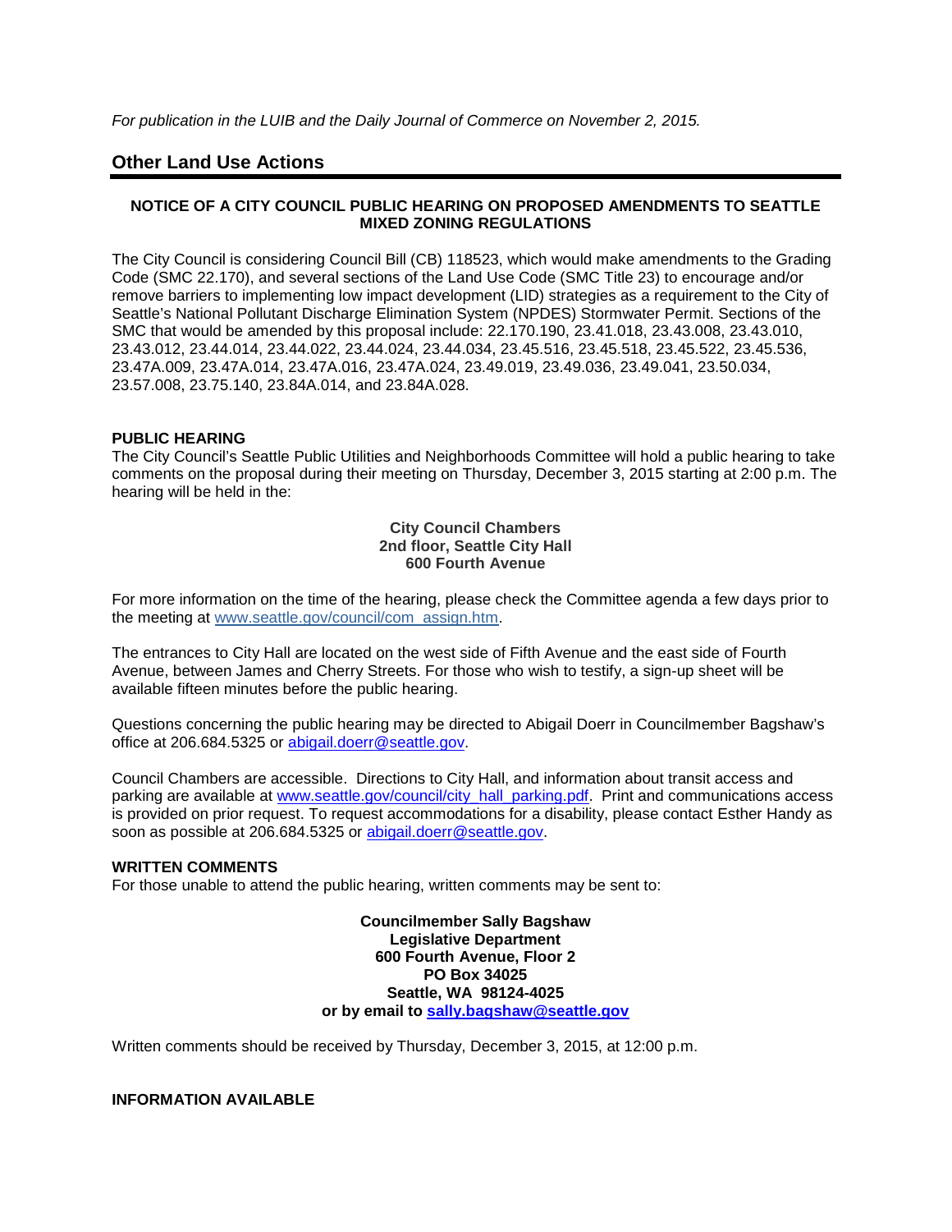*For publication in the LUIB and the Daily Journal of Commerce on November 2, 2015.*

## Other Land Use Actions

**NOTICE OF A CITY COUNCIL PUBLIC HEARING ON PROPOSED AMENDMENTS TO SEATTLE MIXED ZONING REGULATIONS**

The City Council is considering Council Bill (CB) 118523, which would make amendments to the Grading Code (SMC 22.170), and several sections of the Land Use Code (SMC Title 23) to encourage and/or remove barriers to implementing low impact development (LID) strategies as a requirement to the City of Seattle's National Pollutant Discharge Elimination System (NPDES) Stormwater Permit. Sections of the SMC that would be amended by this proposal include: 22.170.190, 23.41.018, 23.43.008, 23.43.010, 23.43.012, 23.44.014, 23.44.022, 23.44.024, 23.44.034, 23.45.516, 23.45.518, 23.45.522, 23.45.536, 23.47A.009, 23.47A.014, 23.47A.016, 23.47A.024, 23.49.019, 23.49.036, 23.49.041, 23.50.034, 23.57.008, 23.75.140, 23.84A.014, and 23.84A.028.

**PUBLIC HEARING**

The City Council's Seattle Public Utilities and Neighborhoods Committee will hold a public hearing to take comments on the proposal during their meeting on Thursday, December 3, 2015 starting at 2:00 p.m. The hearing will be held in the:

**City Council Chambers**
**2nd floor, Seattle City Hall**
**600 Fourth Avenue**

For more information on the time of the hearing, please check the Committee agenda a few days prior to the meeting at www.seattle.gov/council/com_assign.htm.

The entrances to City Hall are located on the west side of Fifth Avenue and the east side of Fourth Avenue, between James and Cherry Streets. For those who wish to testify, a sign-up sheet will be available fifteen minutes before the public hearing.

Questions concerning the public hearing may be directed to Abigail Doerr in Councilmember Bagshaw's office at 206.684.5325 or abigail.doerr@seattle.gov.

Council Chambers are accessible. Directions to City Hall, and information about transit access and parking are available at www.seattle.gov/council/city_hall_parking.pdf. Print and communications access is provided on prior request. To request accommodations for a disability, please contact Esther Handy as soon as possible at 206.684.5325 or abigail.doerr@seattle.gov.

**WRITTEN COMMENTS**

For those unable to attend the public hearing, written comments may be sent to:

**Councilmember Sally Bagshaw**
**Legislative Department**
**600 Fourth Avenue, Floor 2**
**PO Box 34025**
**Seattle, WA 98124-4025**
**or by email to sally.bagshaw@seattle.gov**

Written comments should be received by Thursday, December 3, 2015, at 12:00 p.m.

**INFORMATION AVAILABLE**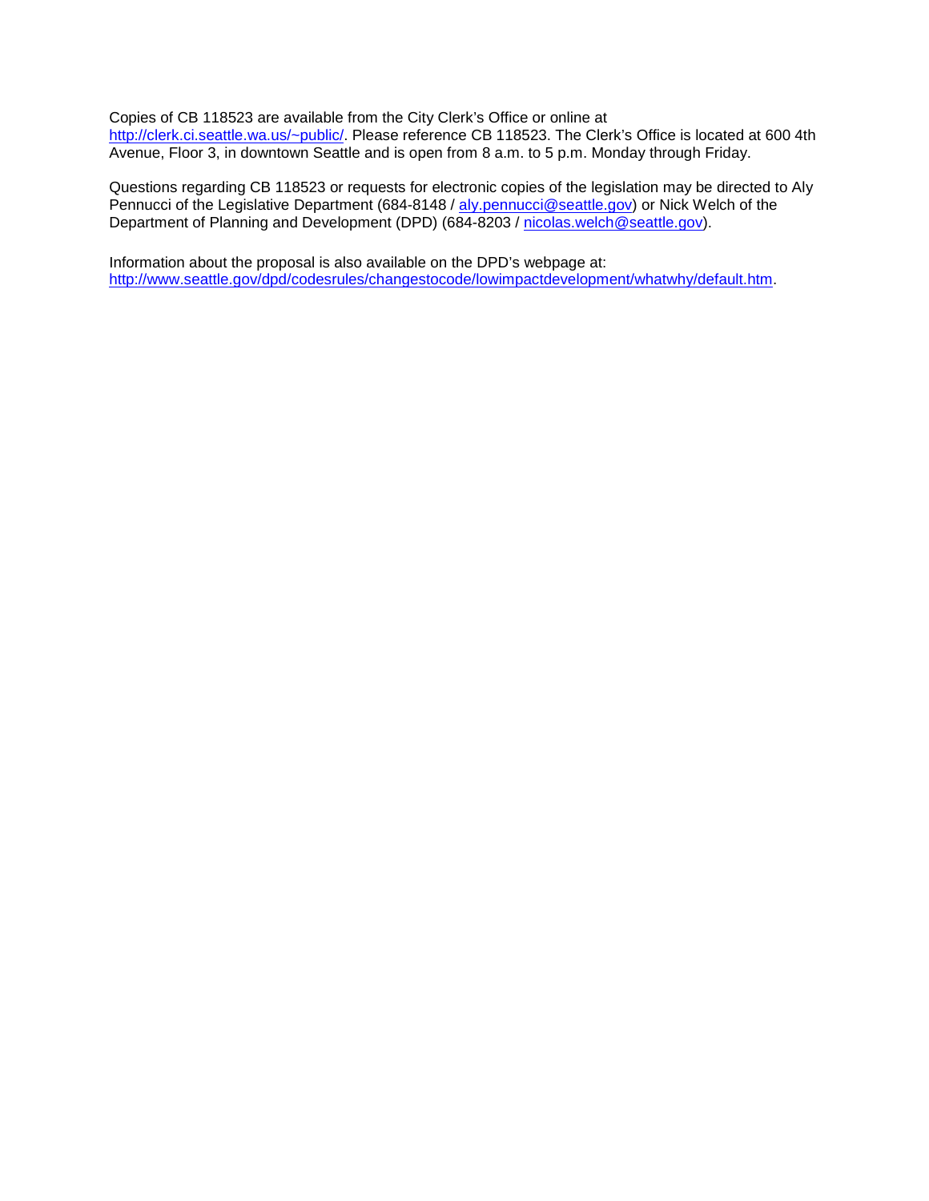Copies of CB 118523 are available from the City Clerk's Office or online at http://clerk.ci.seattle.wa.us/~public/. Please reference CB 118523. The Clerk's Office is located at 600 4th Avenue, Floor 3, in downtown Seattle and is open from 8 a.m. to 5 p.m. Monday through Friday.

Questions regarding CB 118523 or requests for electronic copies of the legislation may be directed to Aly Pennucci of the Legislative Department (684-8148 / aly.pennucci@seattle.gov) or Nick Welch of the Department of Planning and Development (DPD) (684-8203 / nicolas.welch@seattle.gov).

Information about the proposal is also available on the DPD's webpage at: http://www.seattle.gov/dpd/codesrules/changestocode/lowimpactdevelopment/whatwhy/default.htm.